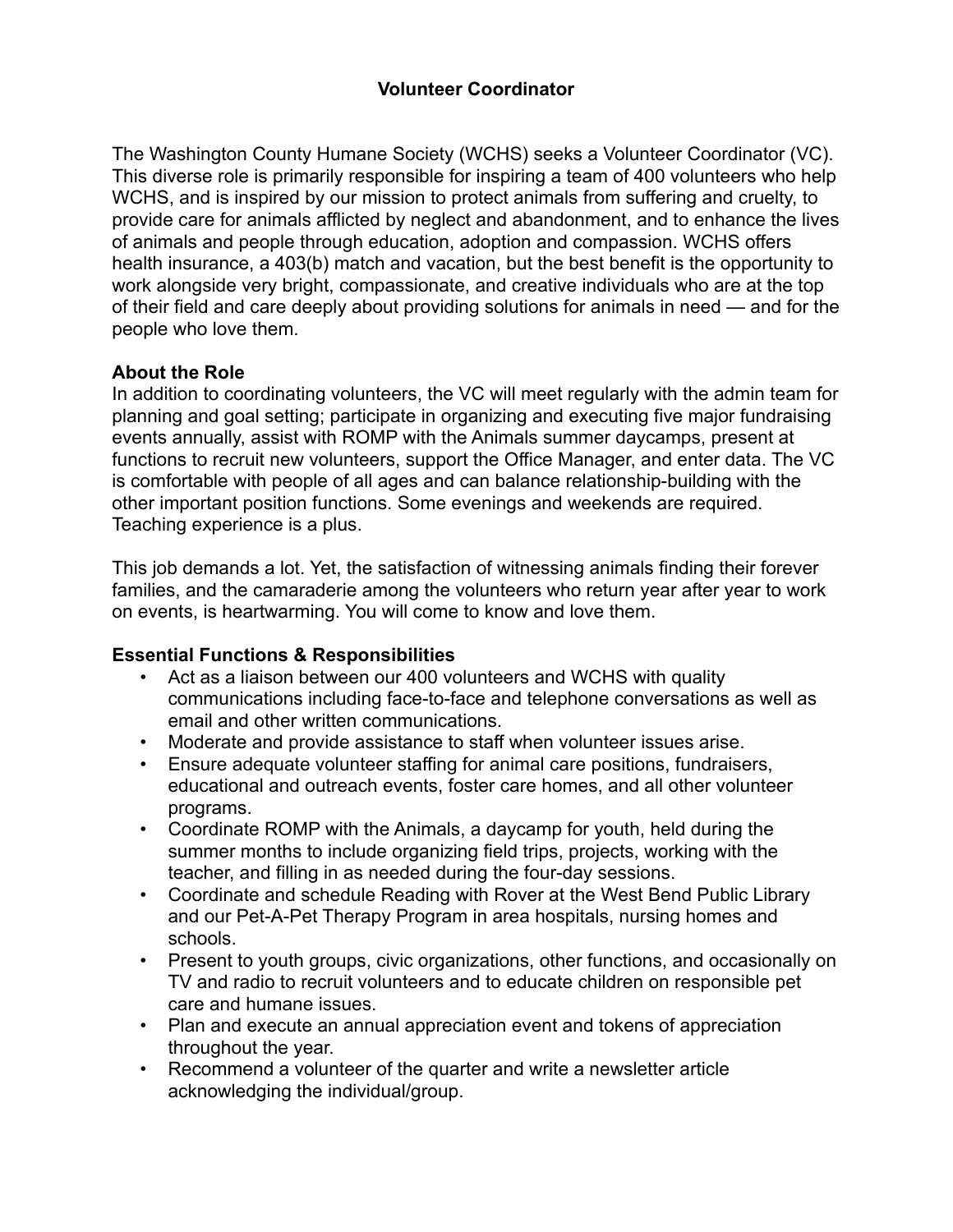# Volunteer Coordinator

The Washington County Humane Society (WCHS) seeks a Volunteer Coordinator (VC). This diverse role is primarily responsible for inspiring a team of 400 volunteers who help WCHS, and is inspired by our mission to protect animals from suffering and cruelty, to provide care for animals afflicted by neglect and abandonment, and to enhance the lives of animals and people through education, adoption and compassion. WCHS offers health insurance, a 403(b) match and vacation, but the best benefit is the opportunity to work alongside very bright, compassionate, and creative individuals who are at the top of their field and care deeply about providing solutions for animals in need — and for the people who love them.

## About the Role

In addition to coordinating volunteers, the VC will meet regularly with the admin team for planning and goal setting; participate in organizing and executing five major fundraising events annually, assist with ROMP with the Animals summer daycamps, present at functions to recruit new volunteers, support the Office Manager, and enter data. The VC is comfortable with people of all ages and can balance relationship-building with the other important position functions. Some evenings and weekends are required. Teaching experience is a plus.

This job demands a lot. Yet, the satisfaction of witnessing animals finding their forever families, and the camaraderie among the volunteers who return year after year to work on events, is heartwarming. You will come to know and love them.

## Essential Functions & Responsibilities

- Act as a liaison between our 400 volunteers and WCHS with quality communications including face-to-face and telephone conversations as well as email and other written communications.
- Moderate and provide assistance to staff when volunteer issues arise.
- Ensure adequate volunteer staffing for animal care positions, fundraisers, educational and outreach events, foster care homes, and all other volunteer programs.
- Coordinate ROMP with the Animals, a daycamp for youth, held during the summer months to include organizing field trips, projects, working with the teacher, and filling in as needed during the four-day sessions.
- Coordinate and schedule Reading with Rover at the West Bend Public Library and our Pet-A-Pet Therapy Program in area hospitals, nursing homes and schools.
- Present to youth groups, civic organizations, other functions, and occasionally on TV and radio to recruit volunteers and to educate children on responsible pet care and humane issues.
- Plan and execute an annual appreciation event and tokens of appreciation throughout the year.
- Recommend a volunteer of the quarter and write a newsletter article acknowledging the individual/group.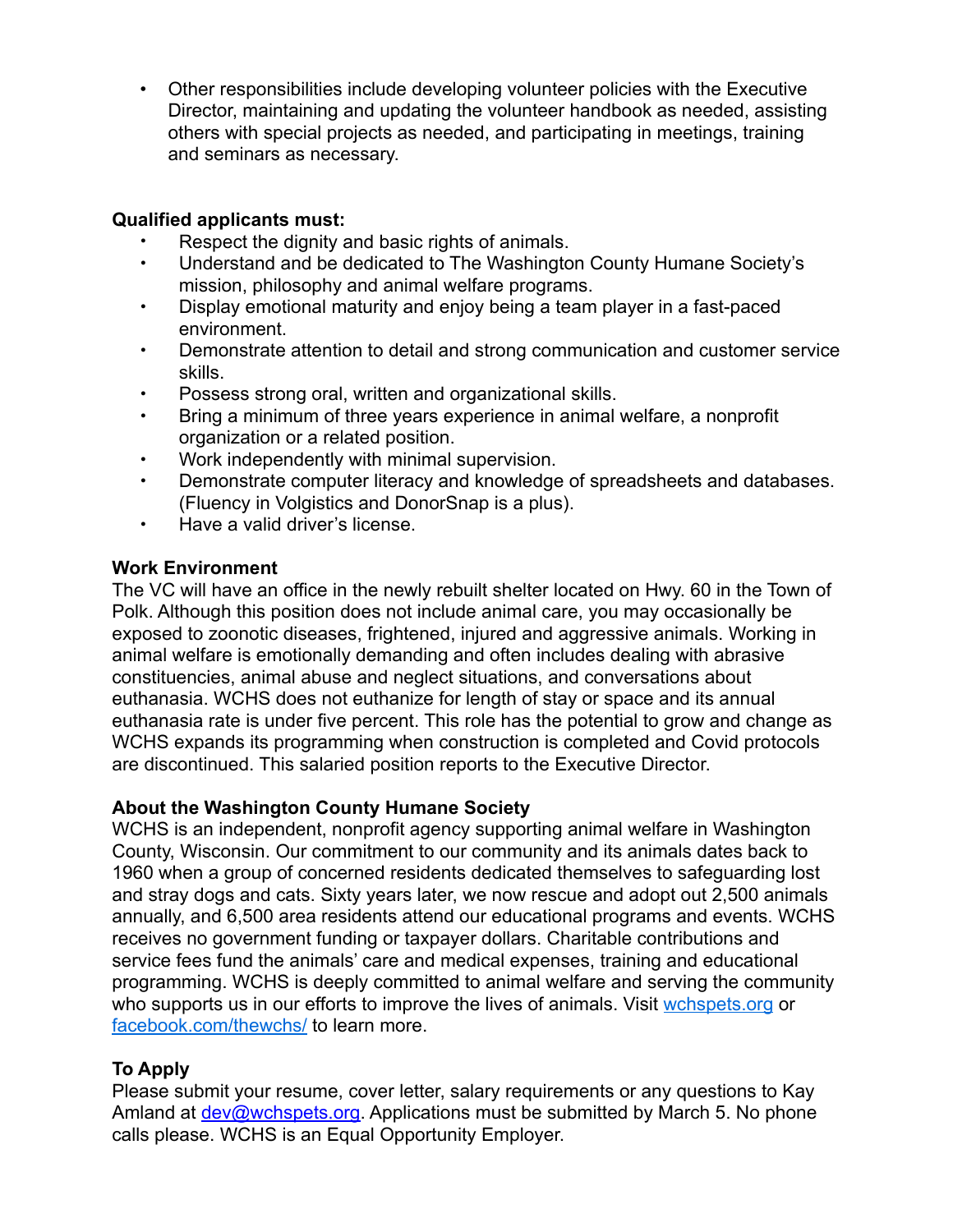- Other responsibilities include developing volunteer policies with the Executive Director, maintaining and updating the volunteer handbook as needed, assisting others with special projects as needed, and participating in meetings, training and seminars as necessary.

**Qualified applicants must:**

- Respect the dignity and basic rights of animals.
- Understand and be dedicated to The Washington County Humane Society's mission, philosophy and animal welfare programs.
- Display emotional maturity and enjoy being a team player in a fast-paced environment.
- Demonstrate attention to detail and strong communication and customer service skills.
- Possess strong oral, written and organizational skills.
- Bring a minimum of three years experience in animal welfare, a nonprofit organization or a related position.
- Work independently with minimal supervision.
- Demonstrate computer literacy and knowledge of spreadsheets and databases. (Fluency in Volgistics and DonorSnap is a plus).
- Have a valid driver's license.

**Work Environment**

The VC will have an office in the newly rebuilt shelter located on Hwy. 60 in the Town of Polk. Although this position does not include animal care, you may occasionally be exposed to zoonotic diseases, frightened, injured and aggressive animals. Working in animal welfare is emotionally demanding and often includes dealing with abrasive constituencies, animal abuse and neglect situations, and conversations about euthanasia. WCHS does not euthanize for length of stay or space and its annual euthanasia rate is under five percent. This role has the potential to grow and change as WCHS expands its programming when construction is completed and Covid protocols are discontinued. This salaried position reports to the Executive Director.

**About the Washington County Humane Society**

WCHS is an independent, nonprofit agency supporting animal welfare in Washington County, Wisconsin. Our commitment to our community and its animals dates back to 1960 when a group of concerned residents dedicated themselves to safeguarding lost and stray dogs and cats. Sixty years later, we now rescue and adopt out 2,500 animals annually, and 6,500 area residents attend our educational programs and events. WCHS receives no government funding or taxpayer dollars. Charitable contributions and service fees fund the animals' care and medical expenses, training and educational programming. WCHS is deeply committed to animal welfare and serving the community who supports us in our efforts to improve the lives of animals. Visit [wchspets.org](wchspets.org) or [facebook.com/thewchs/](facebook.com/thewchs/) to learn more.

**To Apply**

Please submit your resume, cover letter, salary requirements or any questions to Kay Amland at [dev@wchspets.org](mailto:dev@wchspets.org). Applications must be submitted by March 5. No phone calls please. WCHS is an Equal Opportunity Employer.